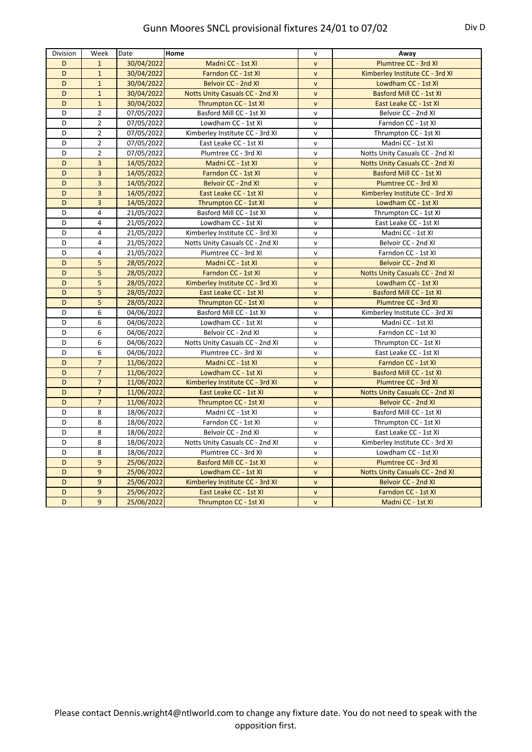# Gunn Moores SNCL provisional fixtures 24/01 to 07/02

Div D

| Division | Week | Date | Home | v | Away |
|---|---|---|---|---|---|
| D | 1 | 30/04/2022 | Madni CC - 1st XI | v | Plumtree CC - 3rd XI |
| D | 1 | 30/04/2022 | Farndon CC - 1st XI | v | Kimberley Institute CC - 3rd XI |
| D | 1 | 30/04/2022 | Belvoir CC - 2nd XI | v | Lowdham CC - 1st XI |
| D | 1 | 30/04/2022 | Notts Unity Casuals CC - 2nd XI | v | Basford Mill CC - 1st XI |
| D | 1 | 30/04/2022 | Thrumpton CC - 1st XI | v | East Leake CC - 1st XI |
| D | 2 | 07/05/2022 | Basford Mill CC - 1st XI | v | Belvoir CC - 2nd XI |
| D | 2 | 07/05/2022 | Lowdham CC - 1st XI | v | Farndon CC - 1st XI |
| D | 2 | 07/05/2022 | Kimberley Institute CC - 3rd XI | v | Thrumpton CC - 1st XI |
| D | 2 | 07/05/2022 | East Leake CC - 1st XI | v | Madni CC - 1st XI |
| D | 2 | 07/05/2022 | Plumtree CC - 3rd XI | v | Notts Unity Casuals CC - 2nd XI |
| D | 3 | 14/05/2022 | Madni CC - 1st XI | v | Notts Unity Casuals CC - 2nd XI |
| D | 3 | 14/05/2022 | Farndon CC - 1st XI | v | Basford Mill CC - 1st XI |
| D | 3 | 14/05/2022 | Belvoir CC - 2nd XI | v | Plumtree CC - 3rd XI |
| D | 3 | 14/05/2022 | East Leake CC - 1st XI | v | Kimberley Institute CC - 3rd XI |
| D | 3 | 14/05/2022 | Thrumpton CC - 1st XI | v | Lowdham CC - 1st XI |
| D | 4 | 21/05/2022 | Basford Mill CC - 1st XI | v | Thrumpton CC - 1st XI |
| D | 4 | 21/05/2022 | Lowdham CC - 1st XI | v | East Leake CC - 1st XI |
| D | 4 | 21/05/2022 | Kimberley Institute CC - 3rd XI | v | Madni CC - 1st XI |
| D | 4 | 21/05/2022 | Notts Unity Casuals CC - 2nd XI | v | Belvoir CC - 2nd XI |
| D | 4 | 21/05/2022 | Plumtree CC - 3rd XI | v | Farndon CC - 1st XI |
| D | 5 | 28/05/2022 | Madni CC - 1st XI | v | Belvoir CC - 2nd XI |
| D | 5 | 28/05/2022 | Farndon CC - 1st XI | v | Notts Unity Casuals CC - 2nd XI |
| D | 5 | 28/05/2022 | Kimberley Institute CC - 3rd XI | v | Lowdham CC - 1st XI |
| D | 5 | 28/05/2022 | East Leake CC - 1st XI | v | Basford Mill CC - 1st XI |
| D | 5 | 28/05/2022 | Thrumpton CC - 1st XI | v | Plumtree CC - 3rd XI |
| D | 6 | 04/06/2022 | Basford Mill CC - 1st XI | v | Kimberley Institute CC - 3rd XI |
| D | 6 | 04/06/2022 | Lowdham CC - 1st XI | v | Madni CC - 1st XI |
| D | 6 | 04/06/2022 | Belvoir CC - 2nd XI | v | Farndon CC - 1st XI |
| D | 6 | 04/06/2022 | Notts Unity Casuals CC - 2nd XI | v | Thrumpton CC - 1st XI |
| D | 6 | 04/06/2022 | Plumtree CC - 3rd XI | v | East Leake CC - 1st XI |
| D | 7 | 11/06/2022 | Madni CC - 1st XI | v | Farndon CC - 1st XI |
| D | 7 | 11/06/2022 | Lowdham CC - 1st XI | v | Basford Mill CC - 1st XI |
| D | 7 | 11/06/2022 | Kimberley Institute CC - 3rd XI | v | Plumtree CC - 3rd XI |
| D | 7 | 11/06/2022 | East Leake CC - 1st XI | v | Notts Unity Casuals CC - 2nd XI |
| D | 7 | 11/06/2022 | Thrumpton CC - 1st XI | v | Belvoir CC - 2nd XI |
| D | 8 | 18/06/2022 | Madni CC - 1st XI | v | Basford Mill CC - 1st XI |
| D | 8 | 18/06/2022 | Farndon CC - 1st XI | v | Thrumpton CC - 1st XI |
| D | 8 | 18/06/2022 | Belvoir CC - 2nd XI | v | East Leake CC - 1st XI |
| D | 8 | 18/06/2022 | Notts Unity Casuals CC - 2nd XI | v | Kimberley Institute CC - 3rd XI |
| D | 8 | 18/06/2022 | Plumtree CC - 3rd XI | v | Lowdham CC - 1st XI |
| D | 9 | 25/06/2022 | Basford Mill CC - 1st XI | v | Plumtree CC - 3rd XI |
| D | 9 | 25/06/2022 | Lowdham CC - 1st XI | v | Notts Unity Casuals CC - 2nd XI |
| D | 9 | 25/06/2022 | Kimberley Institute CC - 3rd XI | v | Belvoir CC - 2nd XI |
| D | 9 | 25/06/2022 | East Leake CC - 1st XI | v | Farndon CC - 1st XI |
| D | 9 | 25/06/2022 | Thrumpton CC - 1st XI | v | Madni CC - 1st XI |

Please contact Dennis.wright4@ntlworld.com to change any fixture date. You do not need to speak with the opposition first.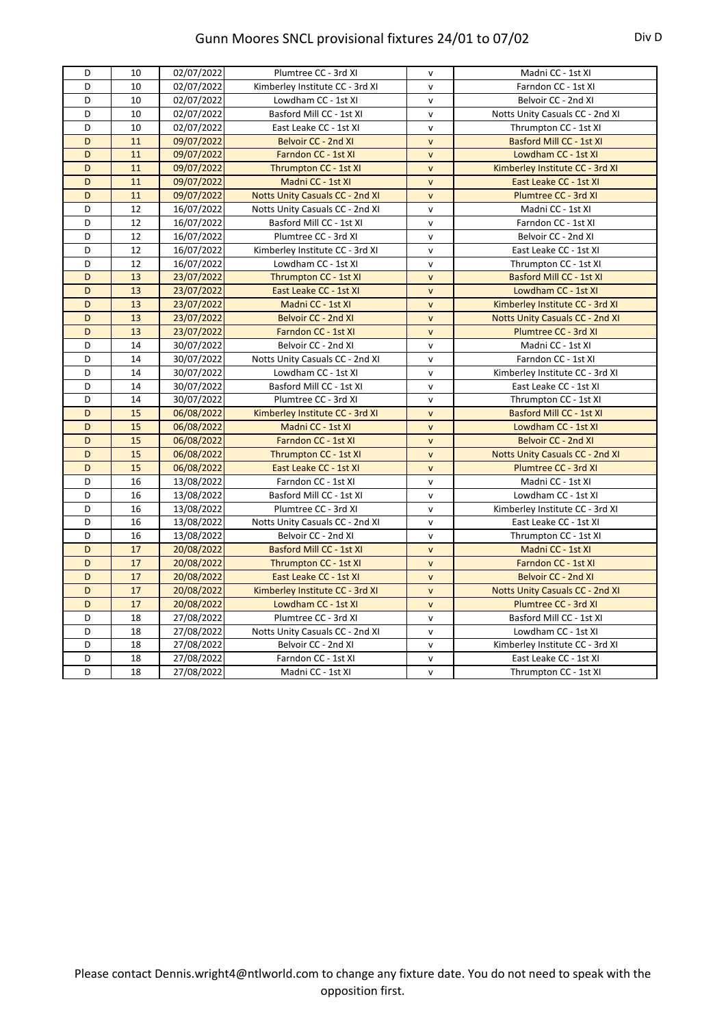# Gunn Moores SNCL provisional fixtures 24/01 to 07/02

Div D

| | | | | | |
|---|---|---|---|---|---|
| D | 10 | 02/07/2022 | Plumtree CC - 3rd XI | v | Madni CC - 1st XI |
| D | 10 | 02/07/2022 | Kimberley Institute CC - 3rd XI | v | Farndon CC - 1st XI |
| D | 10 | 02/07/2022 | Lowdham CC - 1st XI | v | Belvoir CC - 2nd XI |
| D | 10 | 02/07/2022 | Basford Mill CC - 1st XI | v | Notts Unity Casuals CC - 2nd XI |
| D | 10 | 02/07/2022 | East Leake CC - 1st XI | v | Thrumpton CC - 1st XI |
| D | 11 | 09/07/2022 | Belvoir CC - 2nd XI | v | Basford Mill CC - 1st XI |
| D | 11 | 09/07/2022 | Farndon CC - 1st XI | v | Lowdham CC - 1st XI |
| D | 11 | 09/07/2022 | Thrumpton CC - 1st XI | v | Kimberley Institute CC - 3rd XI |
| D | 11 | 09/07/2022 | Madni CC - 1st XI | v | East Leake CC - 1st XI |
| D | 11 | 09/07/2022 | Notts Unity Casuals CC - 2nd XI | v | Plumtree CC - 3rd XI |
| D | 12 | 16/07/2022 | Notts Unity Casuals CC - 2nd XI | v | Madni CC - 1st XI |
| D | 12 | 16/07/2022 | Basford Mill CC - 1st XI | v | Farndon CC - 1st XI |
| D | 12 | 16/07/2022 | Plumtree CC - 3rd XI | v | Belvoir CC - 2nd XI |
| D | 12 | 16/07/2022 | Kimberley Institute CC - 3rd XI | v | East Leake CC - 1st XI |
| D | 12 | 16/07/2022 | Lowdham CC - 1st XI | v | Thrumpton CC - 1st XI |
| D | 13 | 23/07/2022 | Thrumpton CC - 1st XI | v | Basford Mill CC - 1st XI |
| D | 13 | 23/07/2022 | East Leake CC - 1st XI | v | Lowdham CC - 1st XI |
| D | 13 | 23/07/2022 | Madni CC - 1st XI | v | Kimberley Institute CC - 3rd XI |
| D | 13 | 23/07/2022 | Belvoir CC - 2nd XI | v | Notts Unity Casuals CC - 2nd XI |
| D | 13 | 23/07/2022 | Farndon CC - 1st XI | v | Plumtree CC - 3rd XI |
| D | 14 | 30/07/2022 | Belvoir CC - 2nd XI | v | Madni CC - 1st XI |
| D | 14 | 30/07/2022 | Notts Unity Casuals CC - 2nd XI | v | Farndon CC - 1st XI |
| D | 14 | 30/07/2022 | Lowdham CC - 1st XI | v | Kimberley Institute CC - 3rd XI |
| D | 14 | 30/07/2022 | Basford Mill CC - 1st XI | v | East Leake CC - 1st XI |
| D | 14 | 30/07/2022 | Plumtree CC - 3rd XI | v | Thrumpton CC - 1st XI |
| D | 15 | 06/08/2022 | Kimberley Institute CC - 3rd XI | v | Basford Mill CC - 1st XI |
| D | 15 | 06/08/2022 | Madni CC - 1st XI | v | Lowdham CC - 1st XI |
| D | 15 | 06/08/2022 | Farndon CC - 1st XI | v | Belvoir CC - 2nd XI |
| D | 15 | 06/08/2022 | Thrumpton CC - 1st XI | v | Notts Unity Casuals CC - 2nd XI |
| D | 15 | 06/08/2022 | East Leake CC - 1st XI | v | Plumtree CC - 3rd XI |
| D | 16 | 13/08/2022 | Farndon CC - 1st XI | v | Madni CC - 1st XI |
| D | 16 | 13/08/2022 | Basford Mill CC - 1st XI | v | Lowdham CC - 1st XI |
| D | 16 | 13/08/2022 | Plumtree CC - 3rd XI | v | Kimberley Institute CC - 3rd XI |
| D | 16 | 13/08/2022 | Notts Unity Casuals CC - 2nd XI | v | East Leake CC - 1st XI |
| D | 16 | 13/08/2022 | Belvoir CC - 2nd XI | v | Thrumpton CC - 1st XI |
| D | 17 | 20/08/2022 | Basford Mill CC - 1st XI | v | Madni CC - 1st XI |
| D | 17 | 20/08/2022 | Thrumpton CC - 1st XI | v | Farndon CC - 1st XI |
| D | 17 | 20/08/2022 | East Leake CC - 1st XI | v | Belvoir CC - 2nd XI |
| D | 17 | 20/08/2022 | Kimberley Institute CC - 3rd XI | v | Notts Unity Casuals CC - 2nd XI |
| D | 17 | 20/08/2022 | Lowdham CC - 1st XI | v | Plumtree CC - 3rd XI |
| D | 18 | 27/08/2022 | Plumtree CC - 3rd XI | v | Basford Mill CC - 1st XI |
| D | 18 | 27/08/2022 | Notts Unity Casuals CC - 2nd XI | v | Lowdham CC - 1st XI |
| D | 18 | 27/08/2022 | Belvoir CC - 2nd XI | v | Kimberley Institute CC - 3rd XI |
| D | 18 | 27/08/2022 | Farndon CC - 1st XI | v | East Leake CC - 1st XI |
| D | 18 | 27/08/2022 | Madni CC - 1st XI | v | Thrumpton CC - 1st XI |

Please contact Dennis.wright4@ntlworld.com to change any fixture date. You do not need to speak with the opposition first.